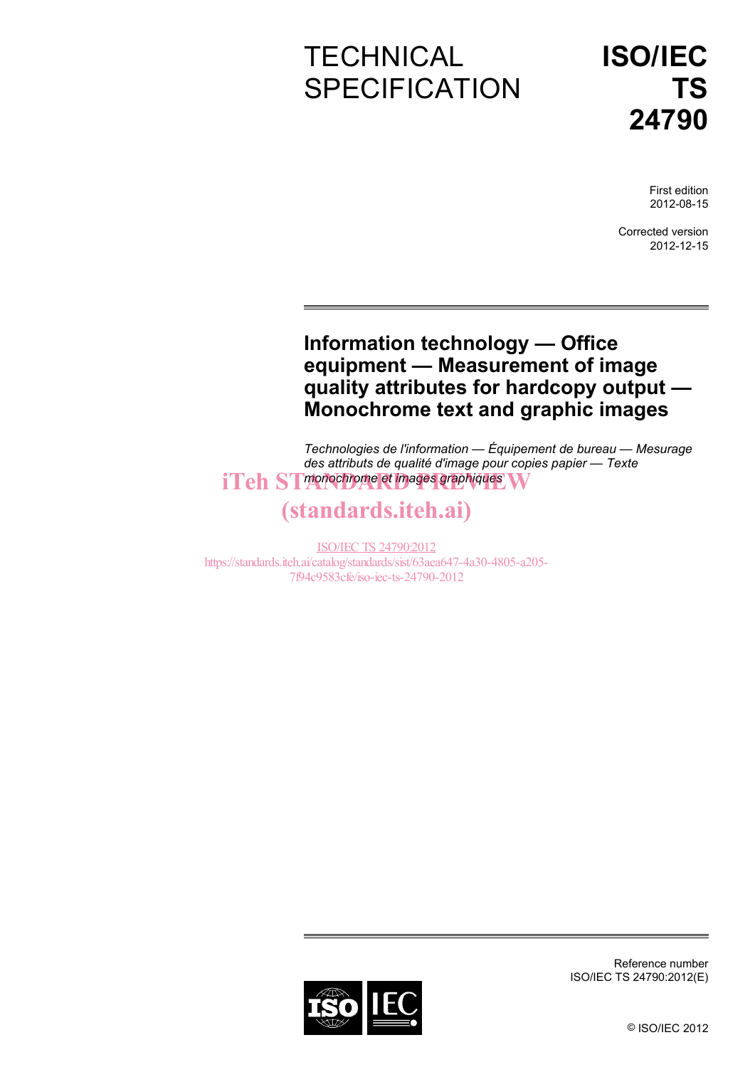# TECHNICAL SPECIFICATION

# ISO/IEC TS 24790

First edition
2012-08-15

Corrected version
2012-12-15

## Information technology — Office equipment — Measurement of image quality attributes for hardcopy output — Monochrome text and graphic images

*Technologies de l'information — Équipement de bureau — Mesurage des attributs de qualité d'image pour copies papier — Texte monochrome et images graphiques*

iTeh STANDARD PREVIEW
(standards.iteh.ai)

ISO/IEC TS 24790:2012
https://standards.iteh.ai/catalog/standards/sist/63aea647-4a30-4805-a205-7f94c9583cfe/iso-iec-ts-24790-2012

Reference number
ISO/IEC TS 24790:2012(E)

© ISO/IEC 2012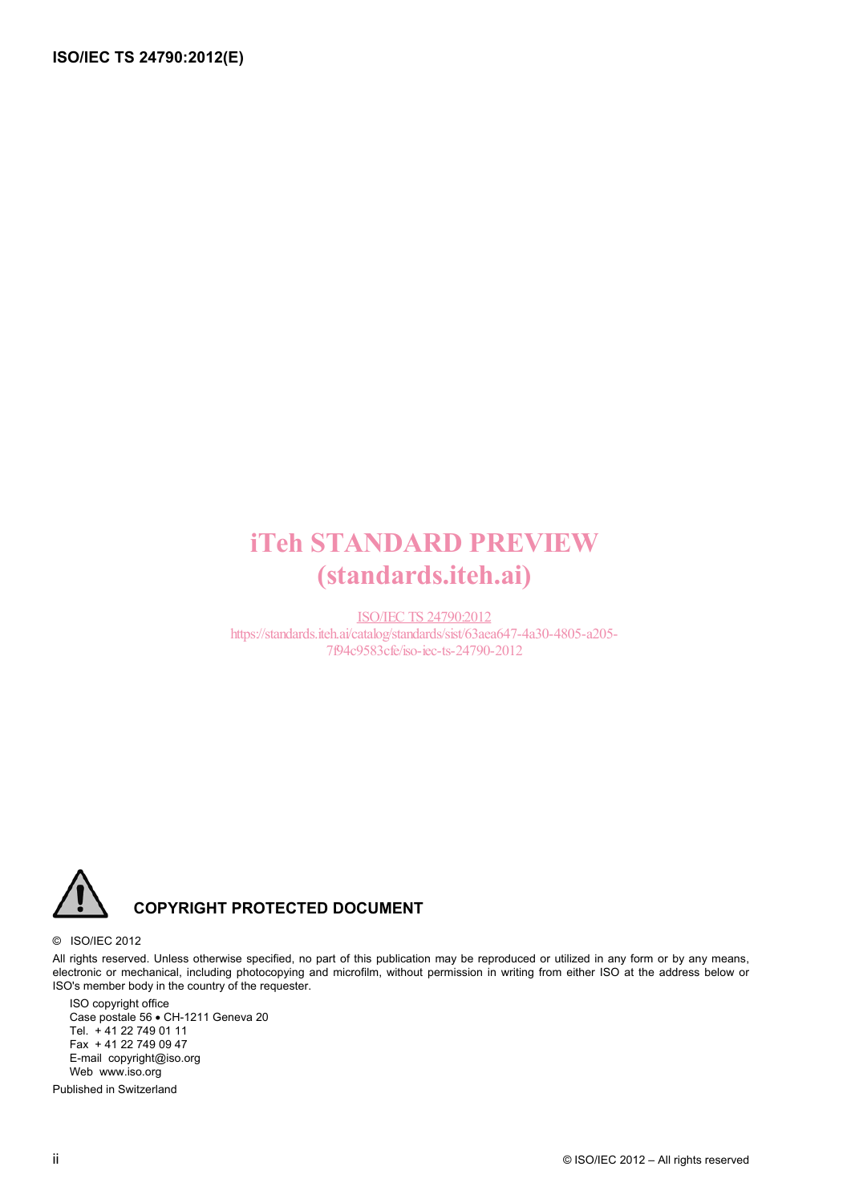iTeh STANDARD PREVIEW
(standards.iteh.ai)

ISO/IEC TS 24790:2012
https://standards.iteh.ai/catalog/standards/sist/63aea647-4a30-4805-a205-7f94c9583cfe/iso-iec-ts-24790-2012

**COPYRIGHT PROTECTED DOCUMENT**

© ISO/IEC 2012

All rights reserved. Unless otherwise specified, no part of this publication may be reproduced or utilized in any form or by any means, electronic or mechanical, including photocopying and microfilm, without permission in writing from either ISO at the address below or ISO's member body in the country of the requester.

ISO copyright office
Case postale 56 • CH-1211 Geneva 20
Tel. + 41 22 749 01 11
Fax + 41 22 749 09 47
E-mail copyright@iso.org
Web www.iso.org

Published in Switzerland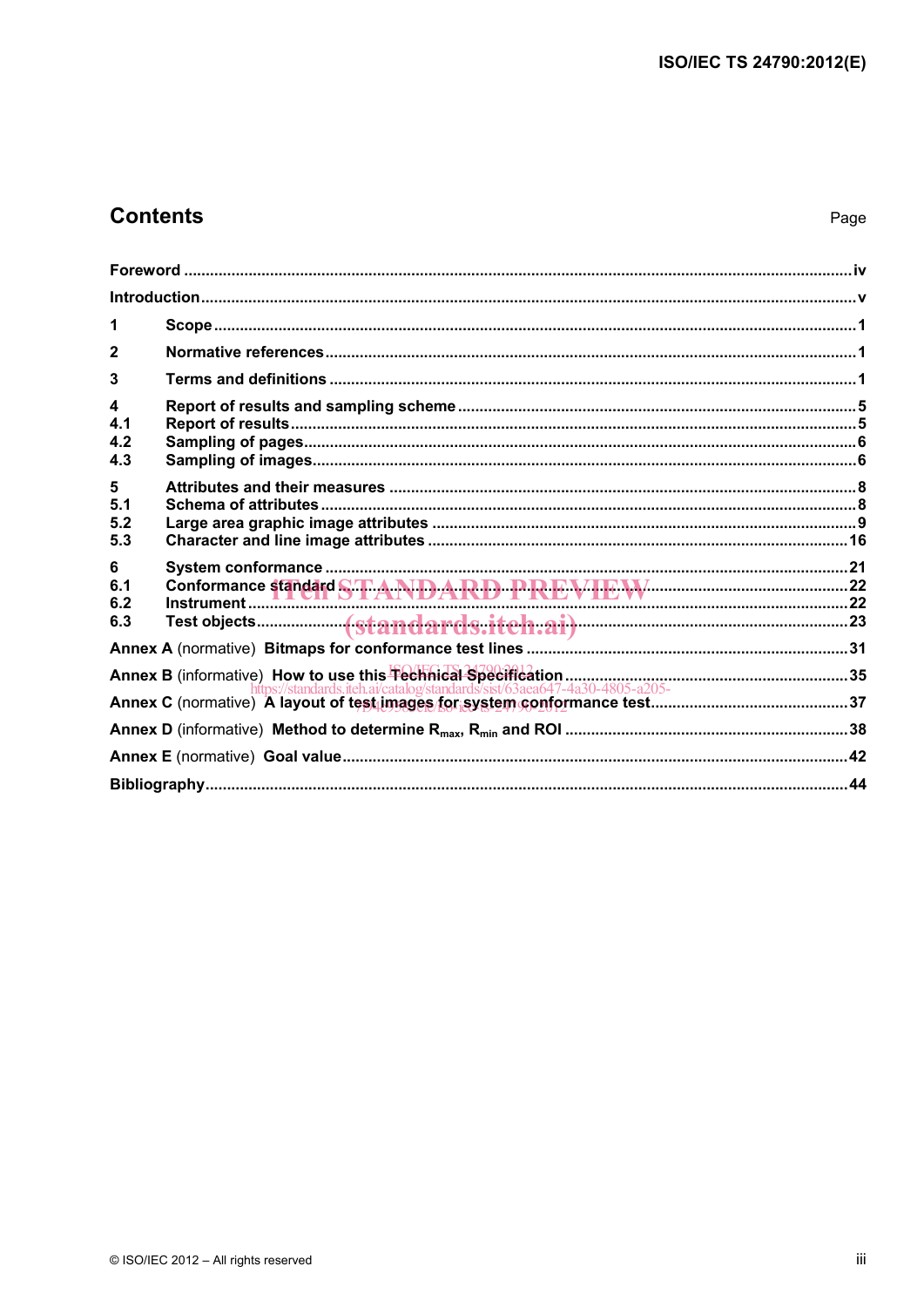## Contents

Page

Foreword ........................................................................................................................................................iv

Introduction ....................................................................................................................................................v

1 Scope ...............................................................................................................................................1

2 Normative references .....................................................................................................................1

3 Terms and definitions .....................................................................................................................1

4 Report of results and sampling scheme .......................................................................................5
4.1 Report of results ..............................................................................................................................5
4.2 Sampling of pages ...........................................................................................................................6
4.3 Sampling of images .........................................................................................................................6

5 Attributes and their measures ........................................................................................................8
5.1 Schema of attributes ........................................................................................................................8
5.2 Large area graphic image attributes ..............................................................................................9
5.3 Character and line image attributes .............................................................................................16

6 System conformance ......................................................................................................................21
6.1 Conformance standard ..................................................................................................................22
6.2 Instrument .......................................................................................................................................22
6.3 Test objects .....................................................................................................................................23

Annex A (normative) Bitmaps for conformance test lines ......................................................................31

Annex B (informative) How to use this Technical Specification ............................................................35

Annex C (normative) A layout of test images for system conformance test .........................................37

Annex D (informative) Method to determine $R_{max}$, $R_{min}$ and ROI ...........................................................38

Annex E (normative) Goal value ................................................................................................................42

Bibliography ..............................................................................................................................................44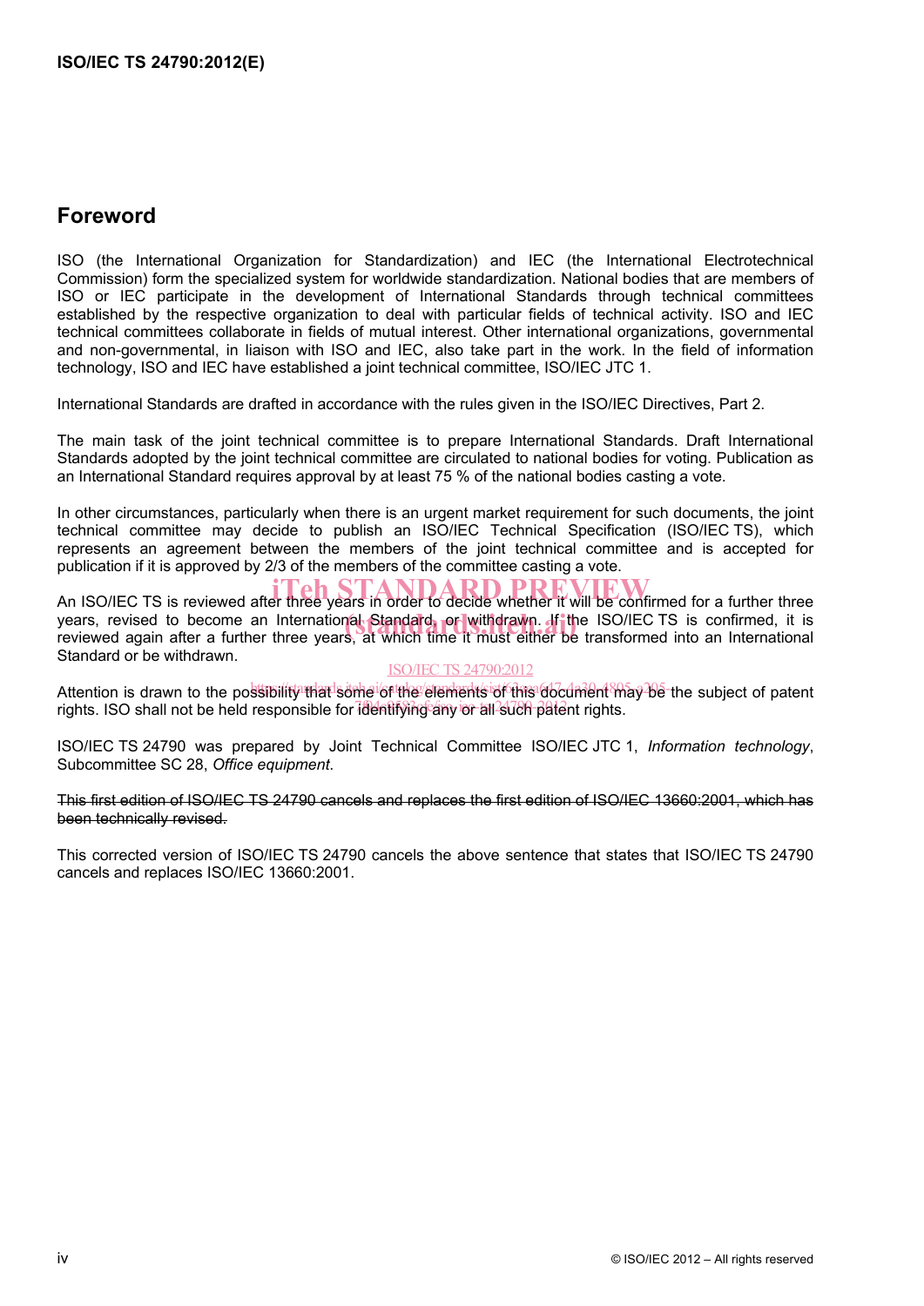## Foreword

ISO (the International Organization for Standardization) and IEC (the International Electrotechnical Commission) form the specialized system for worldwide standardization. National bodies that are members of ISO or IEC participate in the development of International Standards through technical committees established by the respective organization to deal with particular fields of technical activity. ISO and IEC technical committees collaborate in fields of mutual interest. Other international organizations, governmental and non-governmental, in liaison with ISO and IEC, also take part in the work. In the field of information technology, ISO and IEC have established a joint technical committee, ISO/IEC JTC 1.

International Standards are drafted in accordance with the rules given in the ISO/IEC Directives, Part 2.

The main task of the joint technical committee is to prepare International Standards. Draft International Standards adopted by the joint technical committee are circulated to national bodies for voting. Publication as an International Standard requires approval by at least 75 % of the national bodies casting a vote.

In other circumstances, particularly when there is an urgent market requirement for such documents, the joint technical committee may decide to publish an ISO/IEC Technical Specification (ISO/IEC TS), which represents an agreement between the members of the joint technical committee and is accepted for publication if it is approved by 2/3 of the members of the committee casting a vote.

An ISO/IEC TS is reviewed after three years in order to decide whether it will be confirmed for a further three years, revised to become an International Standard, or withdrawn. If the ISO/IEC TS is confirmed, it is reviewed again after a further three years, at which time it must either be transformed into an International Standard or be withdrawn.

Attention is drawn to the possibility that some of the elements of this document may be the subject of patent rights. ISO shall not be held responsible for identifying any or all such patent rights.

ISO/IEC TS 24790 was prepared by Joint Technical Committee ISO/IEC JTC 1, *Information technology*, Subcommittee SC 28, *Office equipment*.

~~This first edition of ISO/IEC TS 24790 cancels and replaces the first edition of ISO/IEC 13660:2001, which has been technically revised.~~

This corrected version of ISO/IEC TS 24790 cancels the above sentence that states that ISO/IEC TS 24790 cancels and replaces ISO/IEC 13660:2001.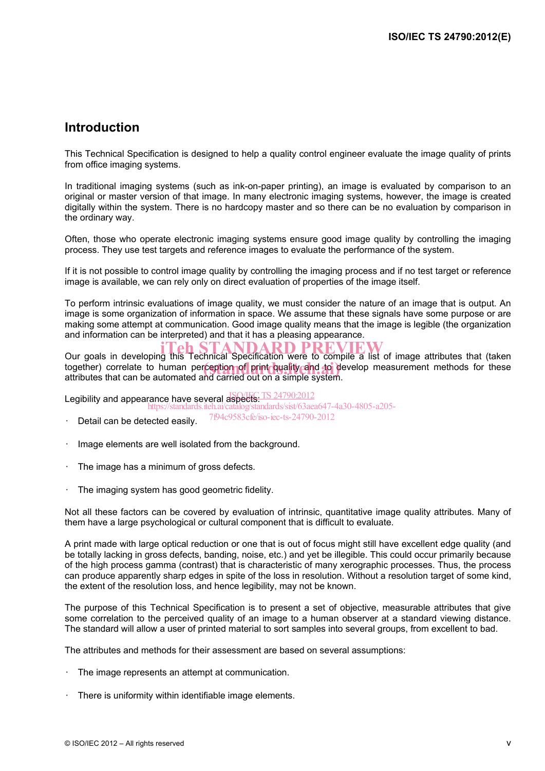## Introduction

This Technical Specification is designed to help a quality control engineer evaluate the image quality of prints from office imaging systems.

In traditional imaging systems (such as ink-on-paper printing), an image is evaluated by comparison to an original or master version of that image. In many electronic imaging systems, however, the image is created digitally within the system. There is no hardcopy master and so there can be no evaluation by comparison in the ordinary way.

Often, those who operate electronic imaging systems ensure good image quality by controlling the imaging process. They use test targets and reference images to evaluate the performance of the system.

If it is not possible to control image quality by controlling the imaging process and if no test target or reference image is available, we can rely only on direct evaluation of properties of the image itself.

To perform intrinsic evaluations of image quality, we must consider the nature of an image that is output. An image is some organization of information in space. We assume that these signals have some purpose or are making some attempt at communication. Good image quality means that the image is legible (the organization and information can be interpreted) and that it has a pleasing appearance.

Our goals in developing this Technical Specification were to compile a list of image attributes that (taken together) correlate to human perception of print quality and to develop measurement methods for these attributes that can be automated and carried out on a simple system.

Legibility and appearance have several aspects:

- Detail can be detected easily.
- Image elements are well isolated from the background.
- The image has a minimum of gross defects.
- The imaging system has good geometric fidelity.

Not all these factors can be covered by evaluation of intrinsic, quantitative image quality attributes. Many of them have a large psychological or cultural component that is difficult to evaluate.

A print made with large optical reduction or one that is out of focus might still have excellent edge quality (and be totally lacking in gross defects, banding, noise, etc.) and yet be illegible. This could occur primarily because of the high process gamma (contrast) that is characteristic of many xerographic processes. Thus, the process can produce apparently sharp edges in spite of the loss in resolution. Without a resolution target of some kind, the extent of the resolution loss, and hence legibility, may not be known.

The purpose of this Technical Specification is to present a set of objective, measurable attributes that give some correlation to the perceived quality of an image to a human observer at a standard viewing distance. The standard will allow a user of printed material to sort samples into several groups, from excellent to bad.

The attributes and methods for their assessment are based on several assumptions:

- The image represents an attempt at communication.
- There is uniformity within identifiable image elements.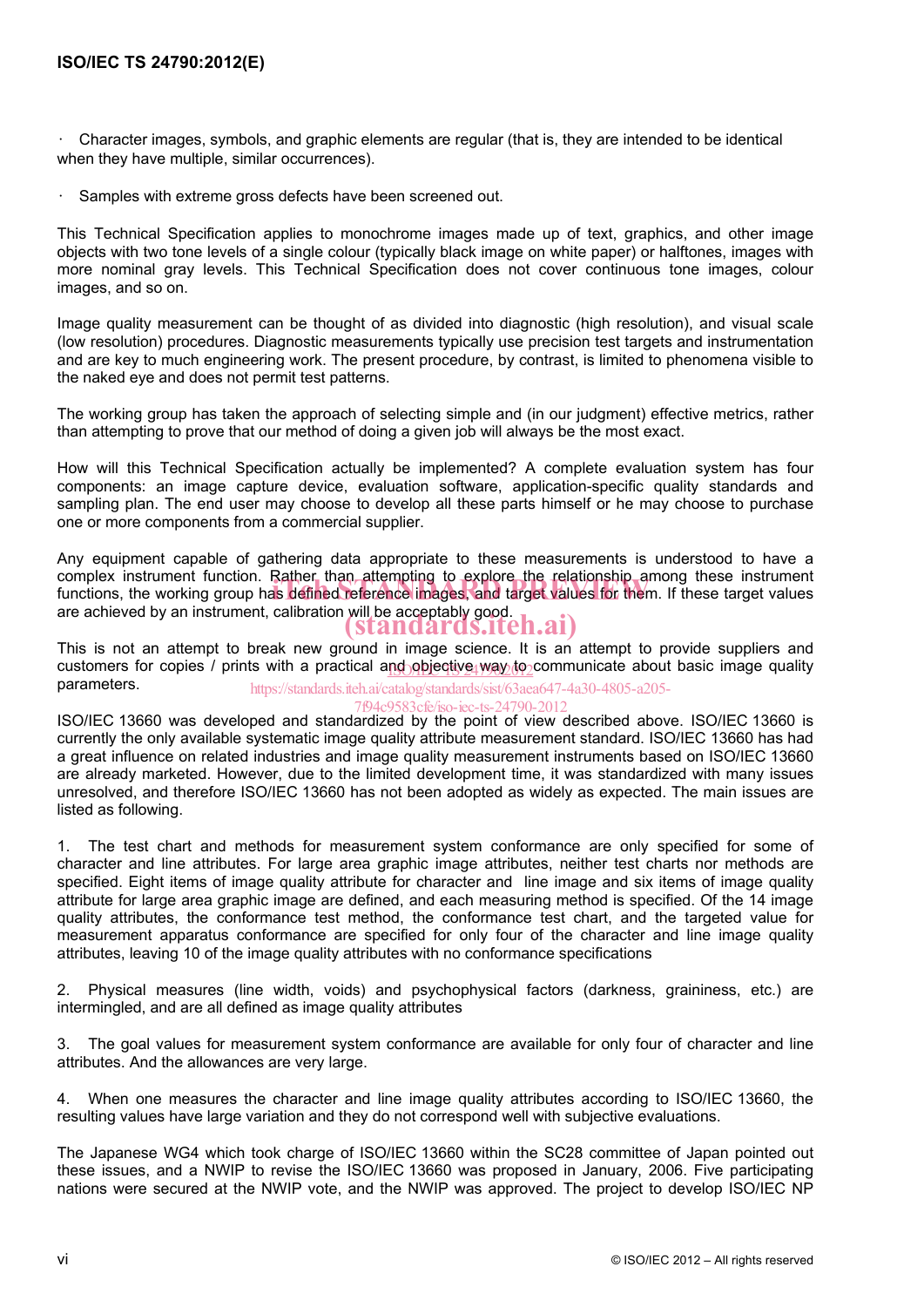- Character images, symbols, and graphic elements are regular (that is, they are intended to be identical when they have multiple, similar occurrences).

- Samples with extreme gross defects have been screened out.

This Technical Specification applies to monochrome images made up of text, graphics, and other image objects with two tone levels of a single colour (typically black image on white paper) or halftones, images with more nominal gray levels. This Technical Specification does not cover continuous tone images, colour images, and so on.

Image quality measurement can be thought of as divided into diagnostic (high resolution), and visual scale (low resolution) procedures. Diagnostic measurements typically use precision test targets and instrumentation and are key to much engineering work. The present procedure, by contrast, is limited to phenomena visible to the naked eye and does not permit test patterns.

The working group has taken the approach of selecting simple and (in our judgment) effective metrics, rather than attempting to prove that our method of doing a given job will always be the most exact.

How will this Technical Specification actually be implemented? A complete evaluation system has four components: an image capture device, evaluation software, application-specific quality standards and sampling plan. The end user may choose to develop all these parts himself or he may choose to purchase one or more components from a commercial supplier.

Any equipment capable of gathering data appropriate to these measurements is understood to have a complex instrument function. Rather than attempting to explore the relationship among these instrument functions, the working group has defined reference images, and target values for them. If these target values are achieved by an instrument, calibration will be acceptably good.

This is not an attempt to break new ground in image science. It is an attempt to provide suppliers and customers for copies / prints with a practical and objective way to communicate about basic image quality parameters.

ISO/IEC 13660 was developed and standardized by the point of view described above. ISO/IEC 13660 is currently the only available systematic image quality attribute measurement standard. ISO/IEC 13660 has had a great influence on related industries and image quality measurement instruments based on ISO/IEC 13660 are already marketed. However, due to the limited development time, it was standardized with many issues unresolved, and therefore ISO/IEC 13660 has not been adopted as widely as expected. The main issues are listed as following.

1. The test chart and methods for measurement system conformance are only specified for some of character and line attributes. For large area graphic image attributes, neither test charts nor methods are specified. Eight items of image quality attribute for character and line image and six items of image quality attribute for large area graphic image are defined, and each measuring method is specified. Of the 14 image quality attributes, the conformance test method, the conformance test chart, and the targeted value for measurement apparatus conformance are specified for only four of the character and line image quality attributes, leaving 10 of the image quality attributes with no conformance specifications

2. Physical measures (line width, voids) and psychophysical factors (darkness, graininess, etc.) are intermingled, and are all defined as image quality attributes

3. The goal values for measurement system conformance are available for only four of character and line attributes. And the allowances are very large.

4. When one measures the character and line image quality attributes according to ISO/IEC 13660, the resulting values have large variation and they do not correspond well with subjective evaluations.

The Japanese WG4 which took charge of ISO/IEC 13660 within the SC28 committee of Japan pointed out these issues, and a NWIP to revise the ISO/IEC 13660 was proposed in January, 2006. Five participating nations were secured at the NWIP vote, and the NWIP was approved. The project to develop ISO/IEC NP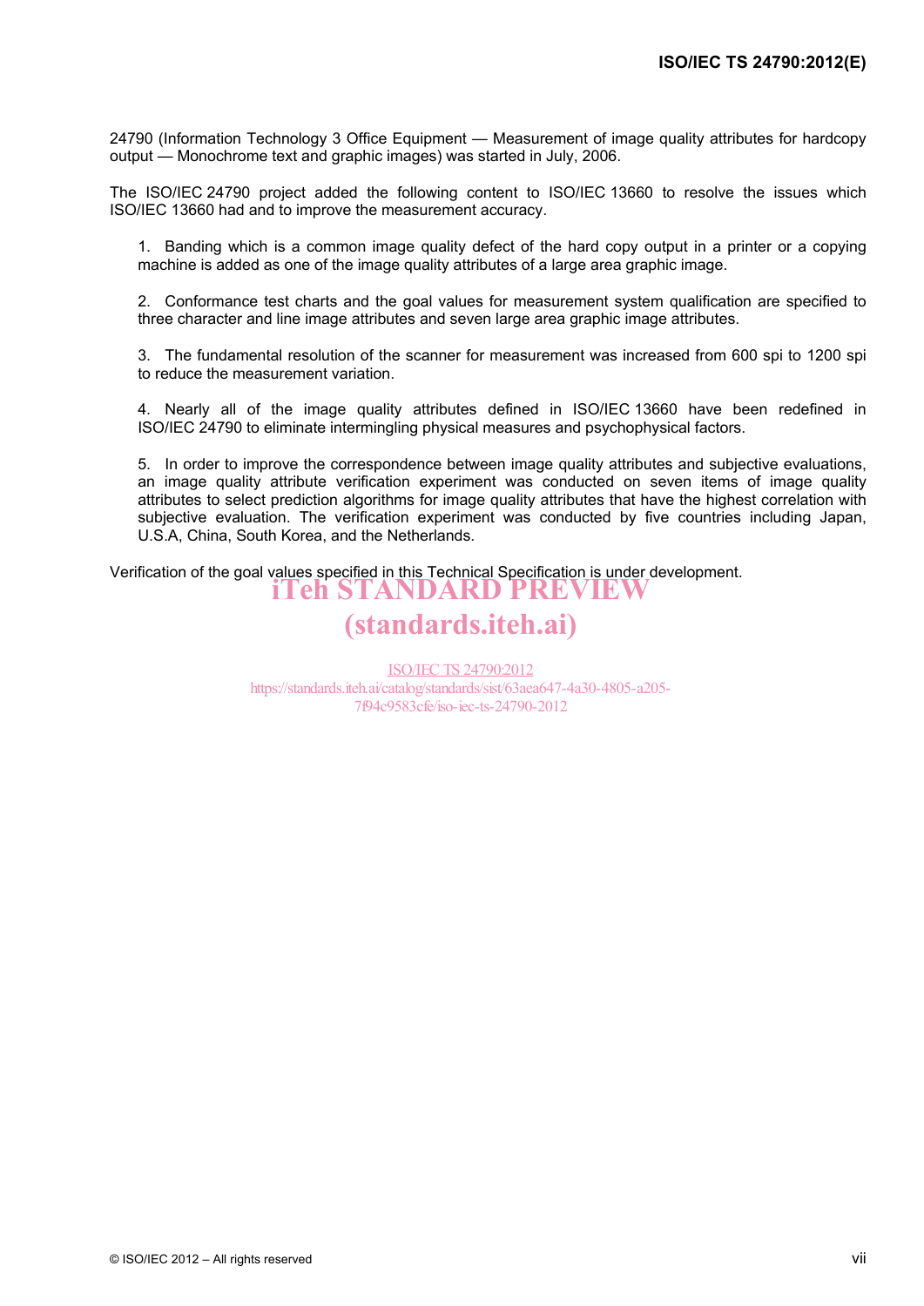24790 (Information Technology 3 Office Equipment — Measurement of image quality attributes for hardcopy output — Monochrome text and graphic images) was started in July, 2006.

The ISO/IEC 24790 project added the following content to ISO/IEC 13660 to resolve the issues which ISO/IEC 13660 had and to improve the measurement accuracy.

1. Banding which is a common image quality defect of the hard copy output in a printer or a copying machine is added as one of the image quality attributes of a large area graphic image.

2. Conformance test charts and the goal values for measurement system qualification are specified to three character and line image attributes and seven large area graphic image attributes.

3. The fundamental resolution of the scanner for measurement was increased from 600 spi to 1200 spi to reduce the measurement variation.

4. Nearly all of the image quality attributes defined in ISO/IEC 13660 have been redefined in ISO/IEC 24790 to eliminate intermingling physical measures and psychophysical factors.

5. In order to improve the correspondence between image quality attributes and subjective evaluations, an image quality attribute verification experiment was conducted on seven items of image quality attributes to select prediction algorithms for image quality attributes that have the highest correlation with subjective evaluation. The verification experiment was conducted by five countries including Japan, U.S.A, China, South Korea, and the Netherlands.

Verification of the goal values specified in this Technical Specification is under development.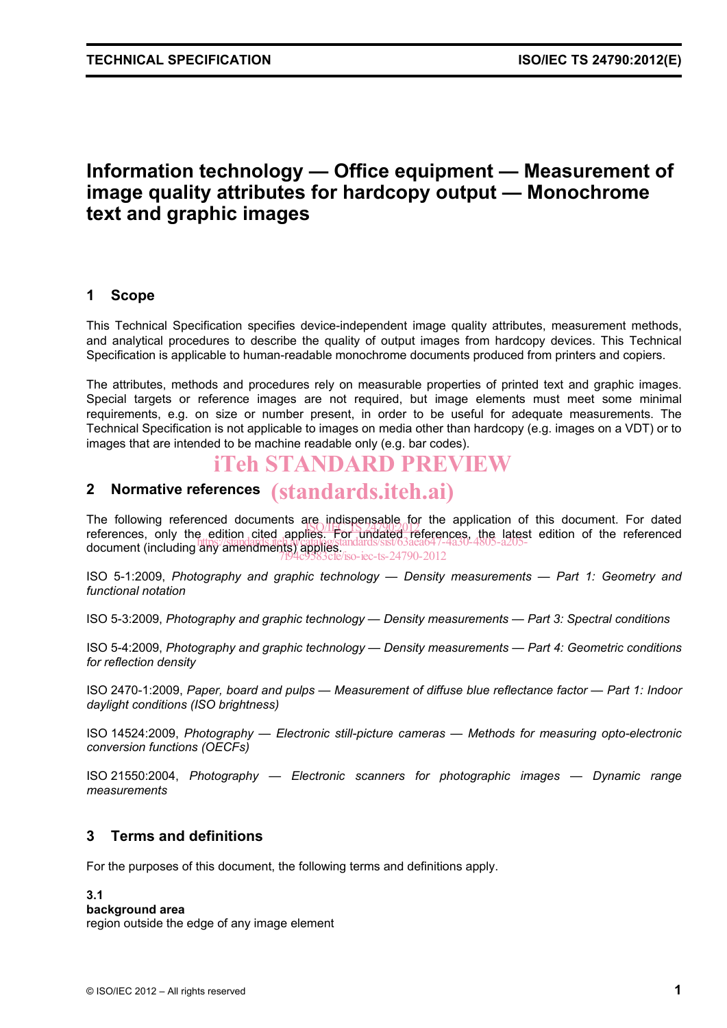# Information technology — Office equipment — Measurement of image quality attributes for hardcopy output — Monochrome text and graphic images

## 1 Scope

This Technical Specification specifies device-independent image quality attributes, measurement methods, and analytical procedures to describe the quality of output images from hardcopy devices. This Technical Specification is applicable to human-readable monochrome documents produced from printers and copiers.

The attributes, methods and procedures rely on measurable properties of printed text and graphic images. Special targets or reference images are not required, but image elements must meet some minimal requirements, e.g. on size or number present, in order to be useful for adequate measurements. The Technical Specification is not applicable to images on media other than hardcopy (e.g. images on a VDT) or to images that are intended to be machine readable only (e.g. bar codes).

## 2 Normative references

The following referenced documents are indispensable for the application of this document. For dated references, only the edition cited applies. For undated references, the latest edition of the referenced document (including any amendments) applies.

ISO 5-1:2009, *Photography and graphic technology — Density measurements — Part 1: Geometry and functional notation*

ISO 5-3:2009, *Photography and graphic technology — Density measurements — Part 3: Spectral conditions*

ISO 5-4:2009, *Photography and graphic technology — Density measurements — Part 4: Geometric conditions for reflection density*

ISO 2470-1:2009, *Paper, board and pulps — Measurement of diffuse blue reflectance factor — Part 1: Indoor daylight conditions (ISO brightness)*

ISO 14524:2009, *Photography — Electronic still-picture cameras — Methods for measuring opto-electronic conversion functions (OECFs)*

ISO 21550:2004, *Photography — Electronic scanners for photographic images — Dynamic range measurements*

## 3 Terms and definitions

For the purposes of this document, the following terms and definitions apply.

**3.1**
**background area**
region outside the edge of any image element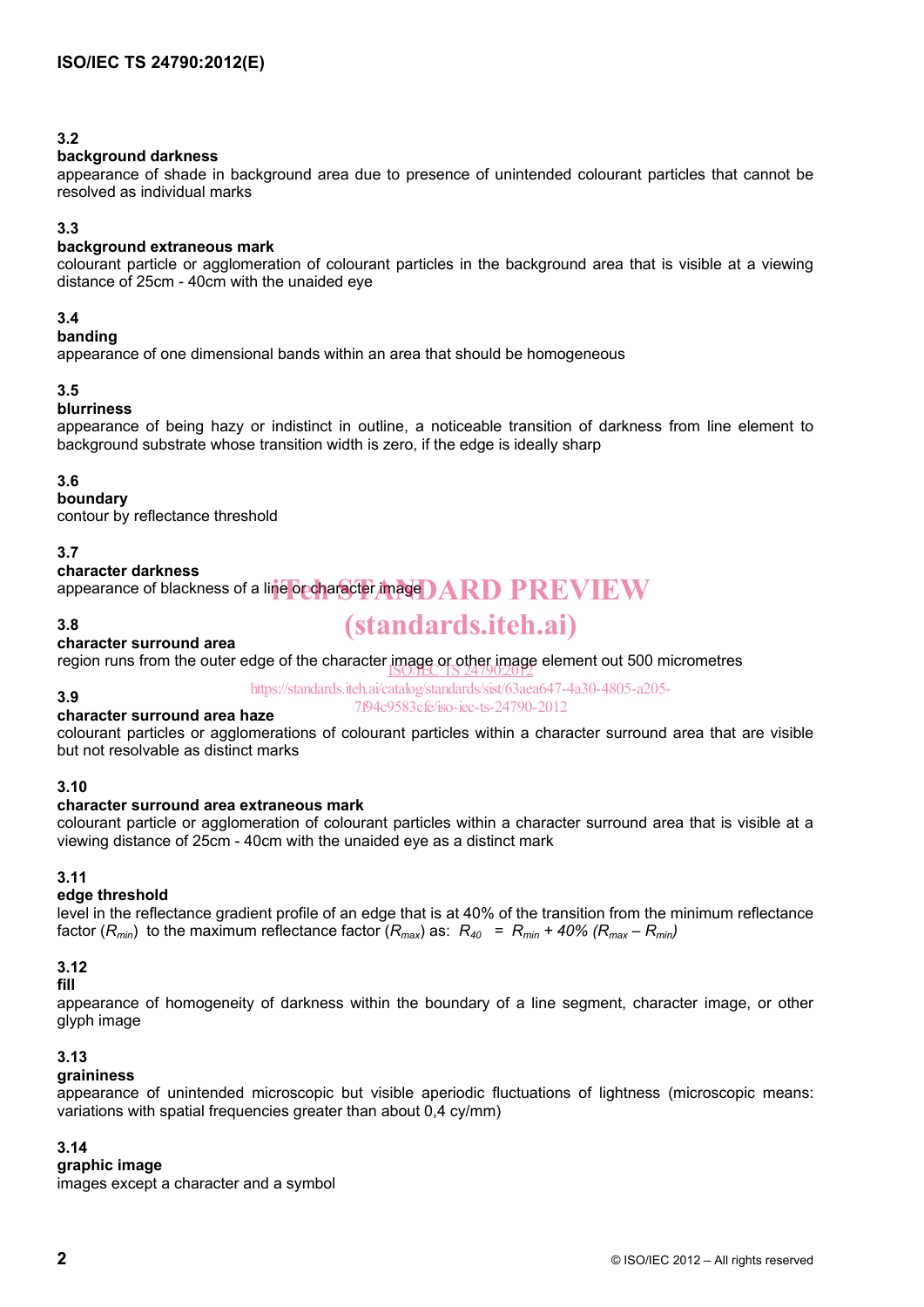**3.2**
**background darkness**
appearance of shade in background area due to presence of unintended colourant particles that cannot be resolved as individual marks

**3.3**
**background extraneous mark**
colourant particle or agglomeration of colourant particles in the background area that is visible at a viewing distance of 25cm - 40cm with the unaided eye

**3.4**
**banding**
appearance of one dimensional bands within an area that should be homogeneous

**3.5**
**blurriness**
appearance of being hazy or indistinct in outline, a noticeable transition of darkness from line element to background substrate whose transition width is zero, if the edge is ideally sharp

**3.6**
**boundary**
contour by reflectance threshold

**3.7**
**character darkness**
appearance of blackness of a line or character image

**3.8**
**character surround area**
region runs from the outer edge of the character image or other image element out 500 micrometres

**3.9**
**character surround area haze**
colourant particles or agglomerations of colourant particles within a character surround area that are visible but not resolvable as distinct marks

**3.10**
**character surround area extraneous mark**
colourant particle or agglomeration of colourant particles within a character surround area that is visible at a viewing distance of 25cm - 40cm with the unaided eye as a distinct mark

**3.11**
**edge threshold**
level in the reflectance gradient profile of an edge that is at 40% of the transition from the minimum reflectance factor ($R_{min}$) to the maximum reflectance factor ($R_{max}$) as: $R_{40} = R_{min} + 40\% (R_{max} - R_{min})$

**3.12**
**fill**
appearance of homogeneity of darkness within the boundary of a line segment, character image, or other glyph image

**3.13**
**graininess**
appearance of unintended microscopic but visible aperiodic fluctuations of lightness (microscopic means: variations with spatial frequencies greater than about 0,4 cy/mm)

**3.14**
**graphic image**
images except a character and a symbol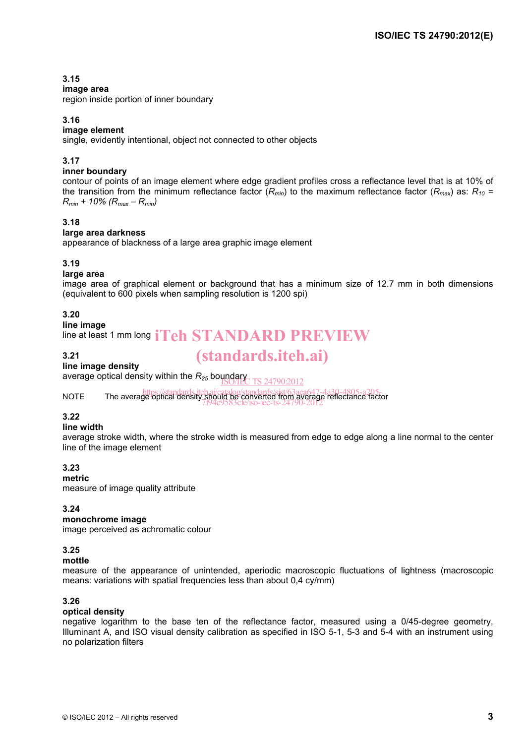**3.15**
**image area**
region inside portion of inner boundary

**3.16**
**image element**
single, evidently intentional, object not connected to other objects

**3.17**
**inner boundary**
contour of points of an image element where edge gradient profiles cross a reflectance level that is at 10% of the transition from the minimum reflectance factor ($R_{min}$) to the maximum reflectance factor ($R_{max}$) as: $R_{10} = R_{min} + 10\% (R_{max} – R_{min})$

**3.18**
**large area darkness**
appearance of blackness of a large area graphic image element

**3.19**
**large area**
image area of graphical element or background that has a minimum size of 12.7 mm in both dimensions (equivalent to 600 pixels when sampling resolution is 1200 spi)

**3.20**
**line image**
line at least 1 mm long

**3.21**
**line image density**
average optical density within the $R_{25}$ boundary

NOTE The average optical density should be converted from average reflectance factor

**3.22**
**line width**
average stroke width, where the stroke width is measured from edge to edge along a line normal to the center line of the image element

**3.23**
**metric**
measure of image quality attribute

**3.24**
**monochrome image**
image perceived as achromatic colour

**3.25**
**mottle**
measure of the appearance of unintended, aperiodic macroscopic fluctuations of lightness (macroscopic means: variations with spatial frequencies less than about 0,4 cy/mm)

**3.26**
**optical density**
negative logarithm to the base ten of the reflectance factor, measured using a 0/45-degree geometry, Illuminant A, and ISO visual density calibration as specified in ISO 5-1, 5-3 and 5-4 with an instrument using no polarization filters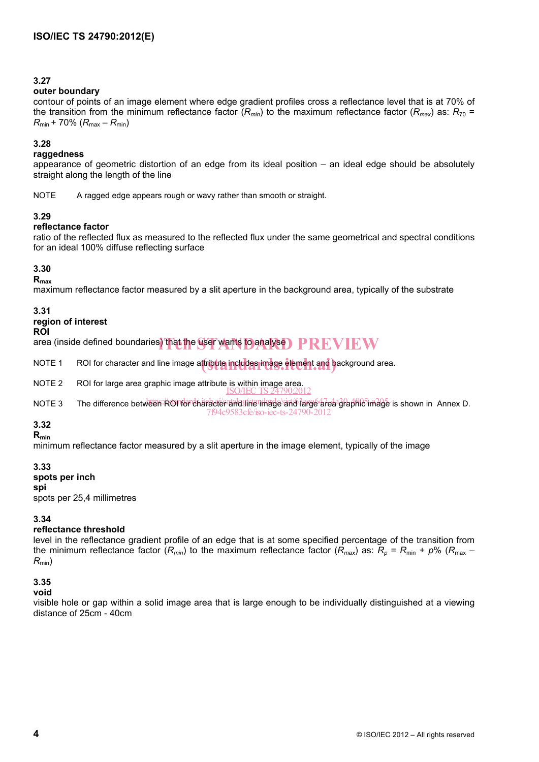### 3.27
**outer boundary**
contour of points of an image element where edge gradient profiles cross a reflectance level that is at 70% of the transition from the minimum reflectance factor ($R_{min}$) to the maximum reflectance factor ($R_{max}$) as: $R_{70} = R_{\text{min}} + 70\% \ (R_{\text{max}} - R_{\text{min}})$

### 3.28
**raggedness**
appearance of geometric distortion of an edge from its ideal position – an ideal edge should be absolutely straight along the length of the line

NOTE A ragged edge appears rough or wavy rather than smooth or straight.

### 3.29
**reflectance factor**
ratio of the reflected flux as measured to the reflected flux under the same geometrical and spectral conditions for an ideal 100% diffuse reflecting surface

### 3.30
**$R_{\text{max}}$**
maximum reflectance factor measured by a slit aperture in the background area, typically of the substrate

### 3.31
**region of interest**
**ROI**
area (inside defined boundaries) that the user wants to analyse

NOTE 1 ROI for character and line image attribute includes image element and background area.

NOTE 2 ROI for large area graphic image attribute is within image area.

NOTE 3 The difference between ROI for character and line image and large area graphic image is shown in Annex D.

### 3.32
**$R_{\text{min}}$**
minimum reflectance factor measured by a slit aperture in the image element, typically of the image

### 3.33
**spots per inch**
**spi**
spots per 25,4 millimetres

### 3.34
**reflectance threshold**
level in the reflectance gradient profile of an edge that is at some specified percentage of the transition from the minimum reflectance factor ($R_{min}$) to the maximum reflectance factor ($R_{max}$) as: $R_p = R_{\text{min}} + p\% \ (R_{\text{max}} - R_{\text{min}})$

### 3.35
**void**
visible hole or gap within a solid image area that is large enough to be individually distinguished at a viewing distance of 25cm - 40cm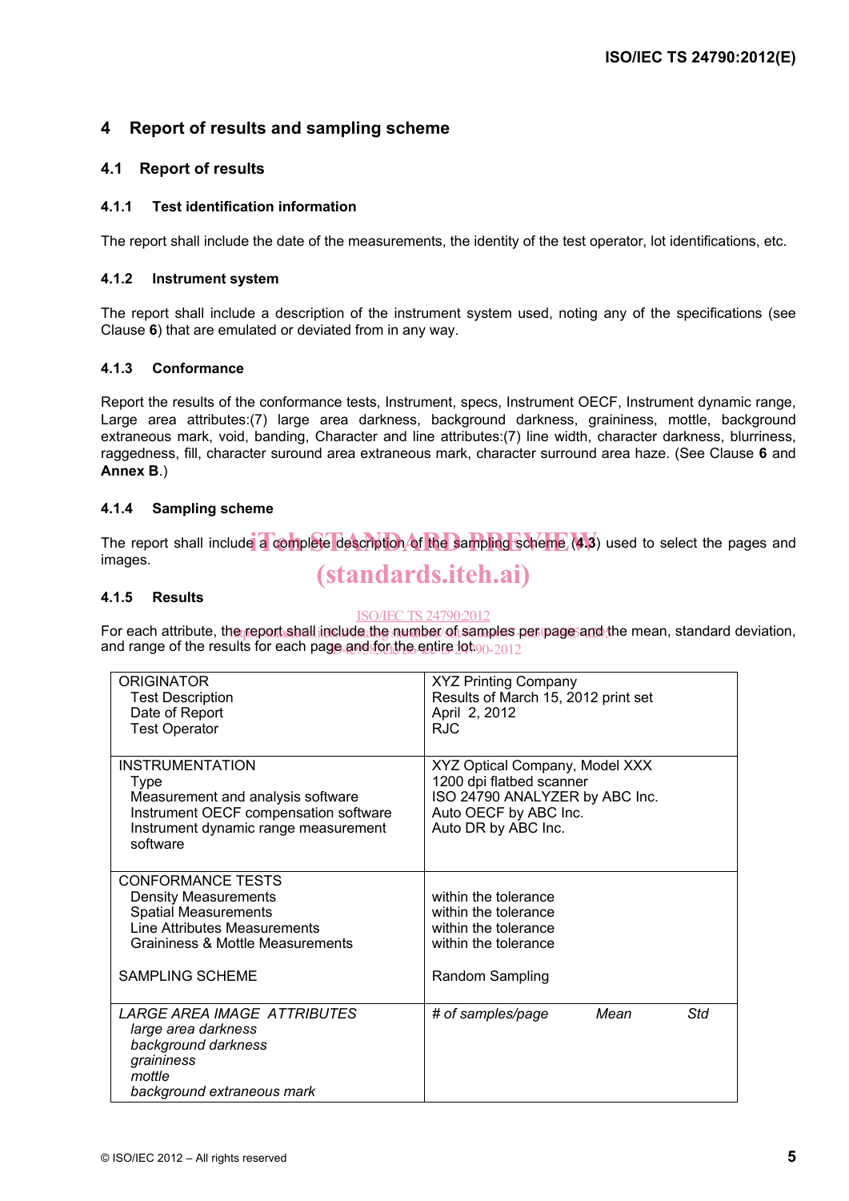## 4 Report of results and sampling scheme

### 4.1 Report of results

#### 4.1.1 Test identification information

The report shall include the date of the measurements, the identity of the test operator, lot identifications, etc.

#### 4.1.2 Instrument system

The report shall include a description of the instrument system used, noting any of the specifications (see Clause **6**) that are emulated or deviated from in any way.

#### 4.1.3 Conformance

Report the results of the conformance tests, Instrument, specs, Instrument OECF, Instrument dynamic range, Large area attributes:(7) large area darkness, background darkness, graininess, mottle, background extraneous mark, void, banding, Character and line attributes:(7) line width, character darkness, blurriness, raggedness, fill, character suround area extraneous mark, character surround area haze. (See Clause **6** and **Annex B**.)

#### 4.1.4 Sampling scheme

The report shall include a complete description of the sampling scheme (**4.3**) used to select the pages and images.

#### 4.1.5 Results

For each attribute, the report shall include the number of samples per page and the mean, standard deviation, and range of the results for each page and for the entire lot.

| | |
|---|---|
| ORIGINATOR<br>Test Description<br>Date of Report<br>Test Operator | XYZ Printing Company<br>Results of March 15, 2012 print set<br>April 2, 2012<br>RJC |
| INSTRUMENTATION<br>Type<br>Measurement and analysis software<br>Instrument OECF compensation software<br>Instrument dynamic range measurement software | XYZ Optical Company, Model XXX<br>1200 dpi flatbed scanner<br>ISO 24790 ANALYZER by ABC Inc.<br>Auto OECF by ABC Inc.<br>Auto DR by ABC Inc. |
| CONFORMANCE TESTS<br>Density Measurements<br>Spatial Measurements<br>Line Attributes Measurements<br>Graininess & Mottle Measurements<br><br>SAMPLING SCHEME | <br>within the tolerance<br>within the tolerance<br>within the tolerance<br>within the tolerance<br><br>Random Sampling |
| *LARGE AREA IMAGE ATTRIBUTES*<br>*large area darkness*<br>*background darkness*<br>*graininess*<br>*mottle*<br>*background extraneous mark* | *# of samples/page* *Mean* *Std* |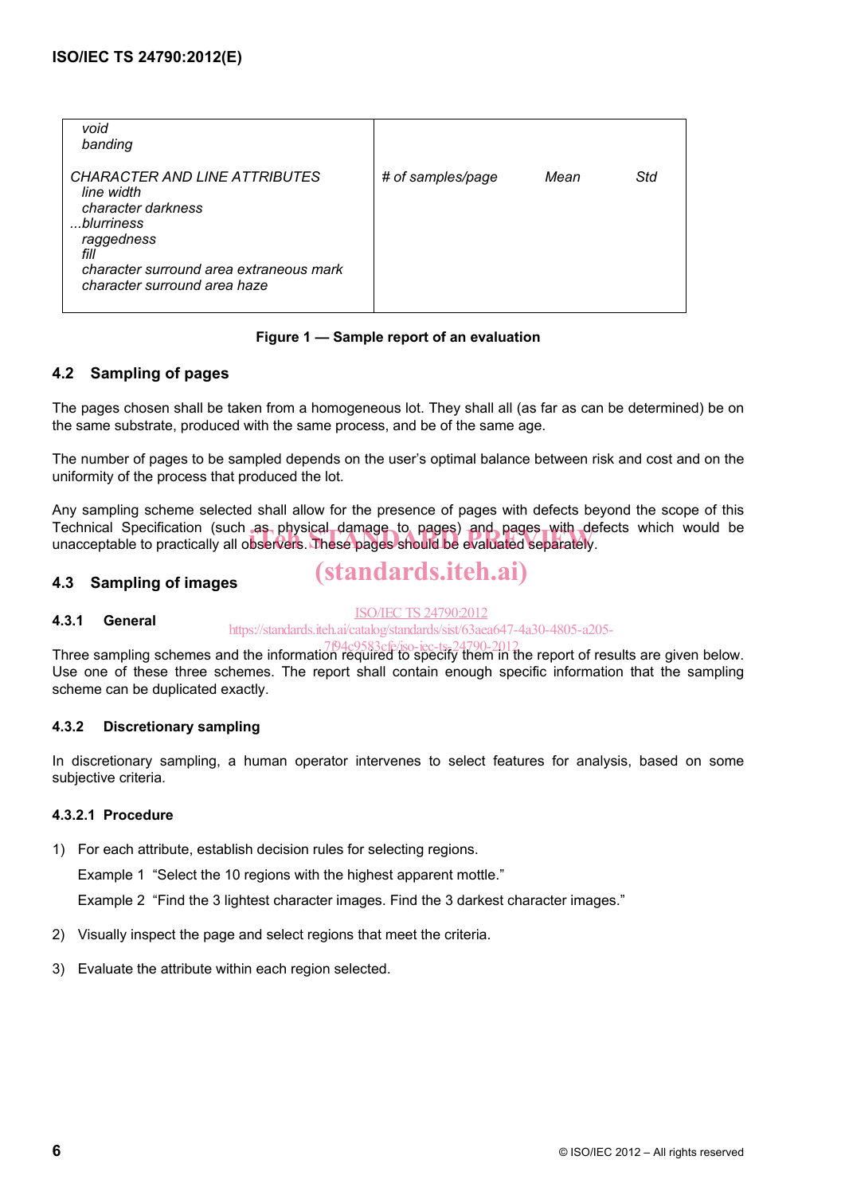| | | | |
|---|---|---|---|
| *void*<br>*banding* | | | |
| *CHARACTER AND LINE ATTRIBUTES*<br>*line width*<br>*character darkness*<br>*...blurriness*<br>*raggedness*<br>*fill*<br>*character surround area extraneous mark*<br>*character surround area haze* | *# of samples/page* | *Mean* | *Std* |

**Figure 1 — Sample report of an evaluation**

## 4.2 Sampling of pages

The pages chosen shall be taken from a homogeneous lot. They shall all (as far as can be determined) be on the same substrate, produced with the same process, and be of the same age.

The number of pages to be sampled depends on the user's optimal balance between risk and cost and on the uniformity of the process that produced the lot.

Any sampling scheme selected shall allow for the presence of pages with defects beyond the scope of this Technical Specification (such as physical damage to pages) and pages with defects which would be unacceptable to practically all observers. These pages should be evaluated separately.

## 4.3 Sampling of images

### 4.3.1 General

Three sampling schemes and the information required to specify them in the report of results are given below. Use one of these three schemes. The report shall contain enough specific information that the sampling scheme can be duplicated exactly.

### 4.3.2 Discretionary sampling

In discretionary sampling, a human operator intervenes to select features for analysis, based on some subjective criteria.

#### 4.3.2.1 Procedure

1) For each attribute, establish decision rules for selecting regions.

   Example 1 "Select the 10 regions with the highest apparent mottle."

   Example 2 "Find the 3 lightest character images. Find the 3 darkest character images."

2) Visually inspect the page and select regions that meet the criteria.

3) Evaluate the attribute within each region selected.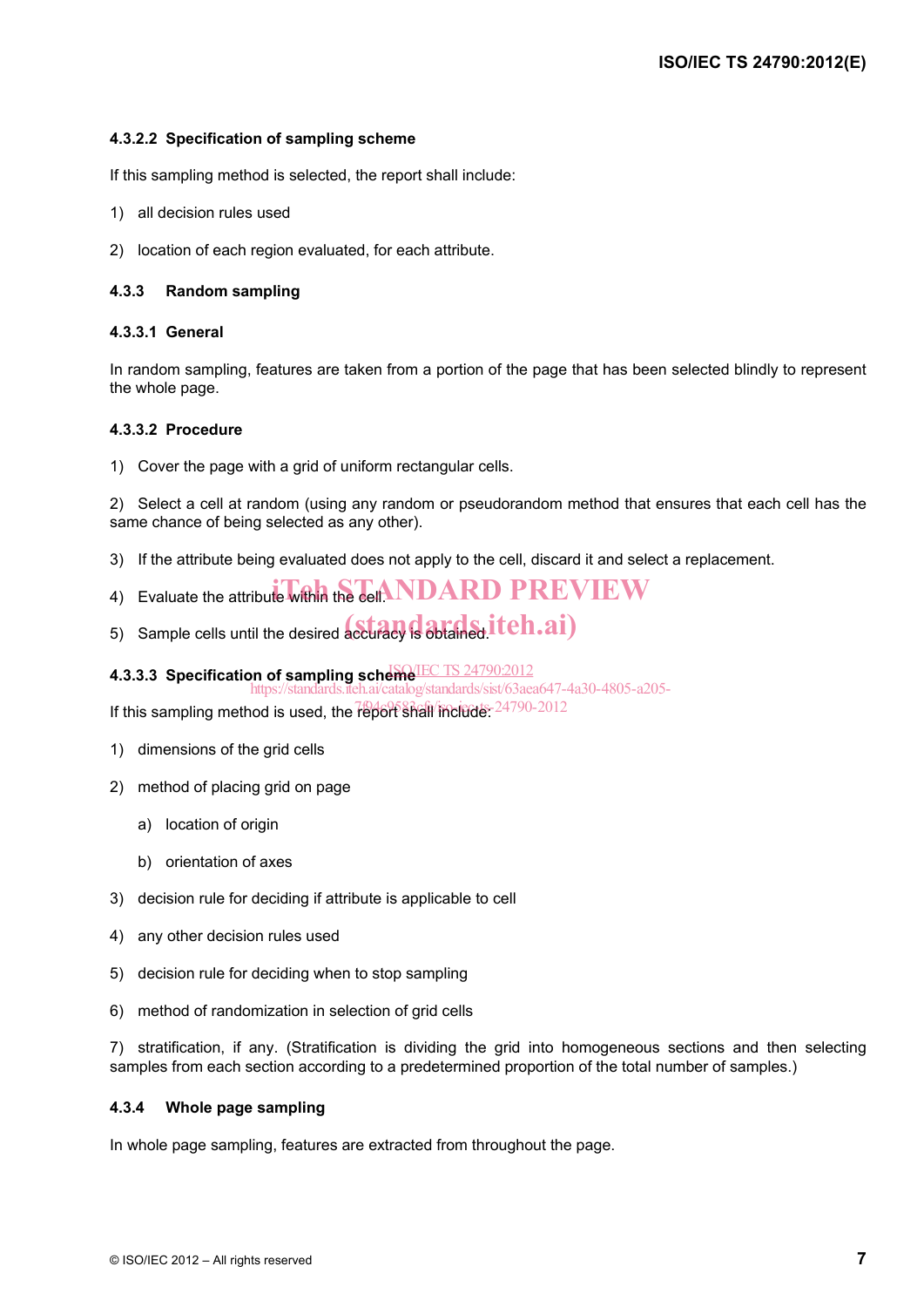#### 4.3.2.2 Specification of sampling scheme

If this sampling method is selected, the report shall include:

1) all decision rules used

2) location of each region evaluated, for each attribute.

### 4.3.3 Random sampling

#### 4.3.3.1 General

In random sampling, features are taken from a portion of the page that has been selected blindly to represent the whole page.

#### 4.3.3.2 Procedure

1) Cover the page with a grid of uniform rectangular cells.

2) Select a cell at random (using any random or pseudorandom method that ensures that each cell has the same chance of being selected as any other).

3) If the attribute being evaluated does not apply to the cell, discard it and select a replacement.

4) Evaluate the attribute within the cell.

5) Sample cells until the desired accuracy is obtained.

#### 4.3.3.3 Specification of sampling scheme

If this sampling method is used, the report shall include:

1) dimensions of the grid cells

2) method of placing grid on page

   a) location of origin

   b) orientation of axes

3) decision rule for deciding if attribute is applicable to cell

4) any other decision rules used

5) decision rule for deciding when to stop sampling

6) method of randomization in selection of grid cells

7) stratification, if any. (Stratification is dividing the grid into homogeneous sections and then selecting samples from each section according to a predetermined proportion of the total number of samples.)

### 4.3.4 Whole page sampling

In whole page sampling, features are extracted from throughout the page.